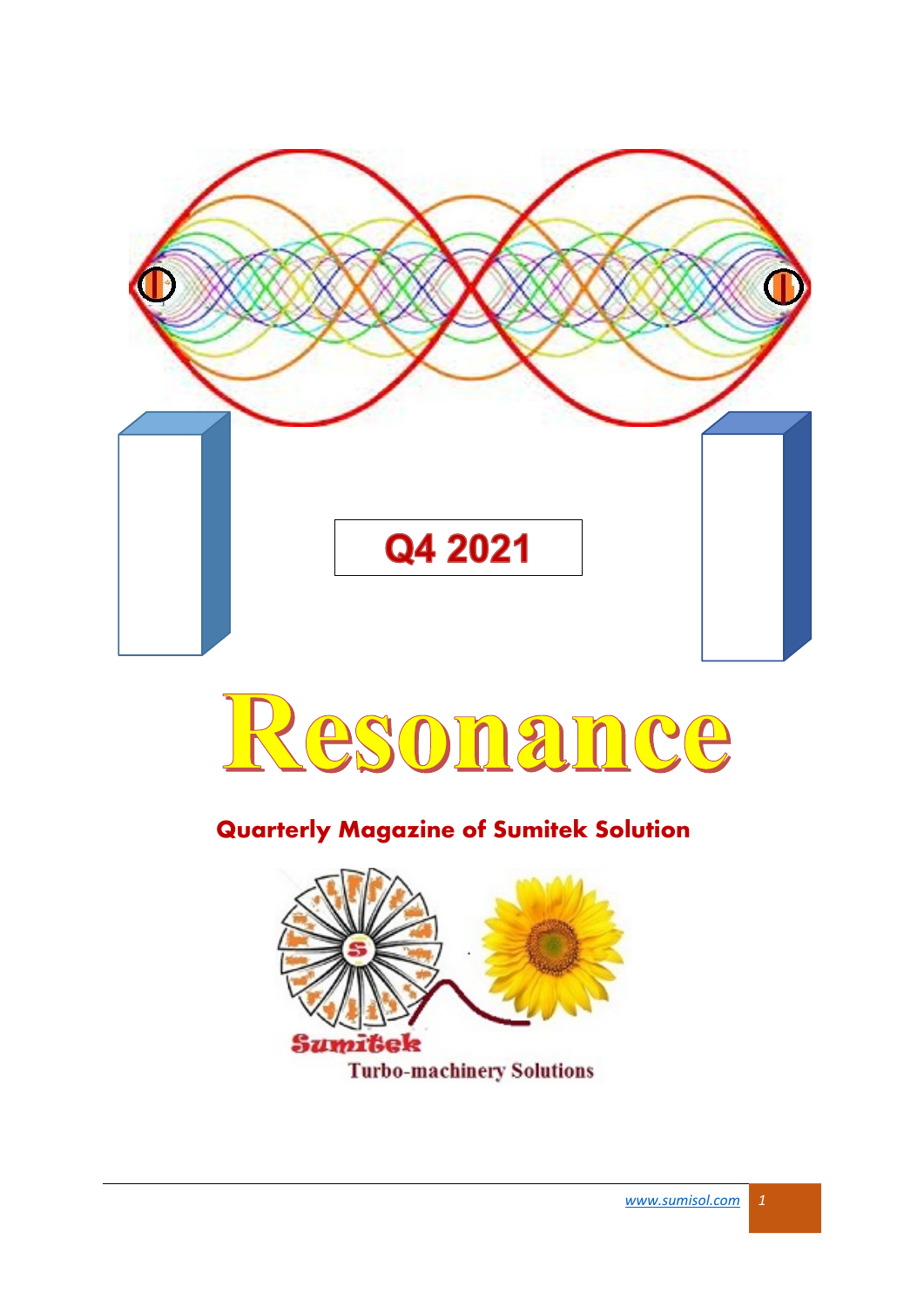Q4 2021

# Resonance

## Quarterly Magazine of Sumitek Solution

Sumitek

Turbo-machinery Solutions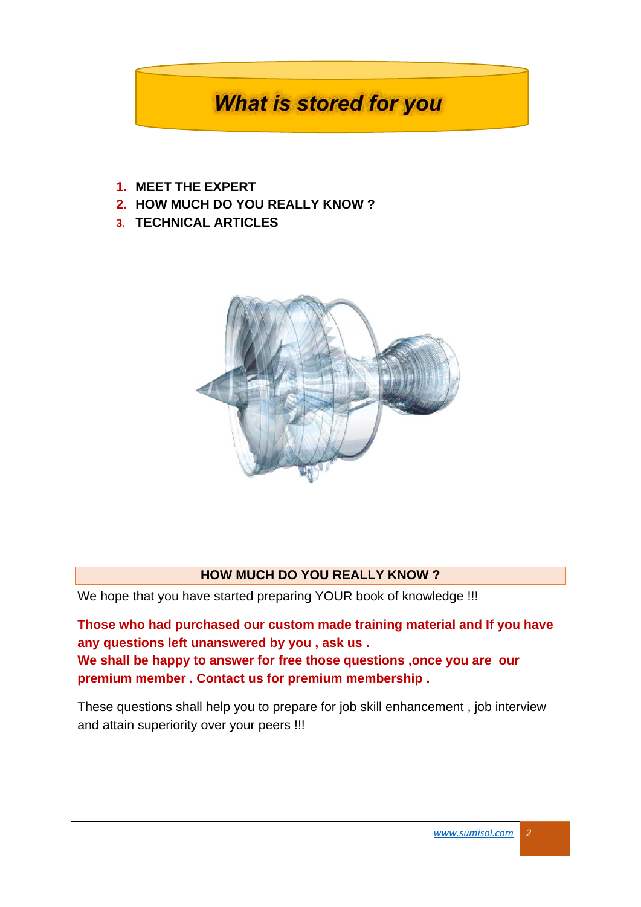# *What is stored for you*

1. **MEET THE EXPERT**
2. **HOW MUCH DO YOU REALLY KNOW ?**
3. **TECHNICAL ARTICLES**

## HOW MUCH DO YOU REALLY KNOW ?

We hope that you have started preparing YOUR book of knowledge !!!

**Those who had purchased our custom made training material and If you have any questions left unanswered by you , ask us .**
**We shall be happy to answer for free those questions ,once you are our premium member . Contact us for premium membership .**

These questions shall help you to prepare for job skill enhancement , job interview and attain superiority over your peers !!!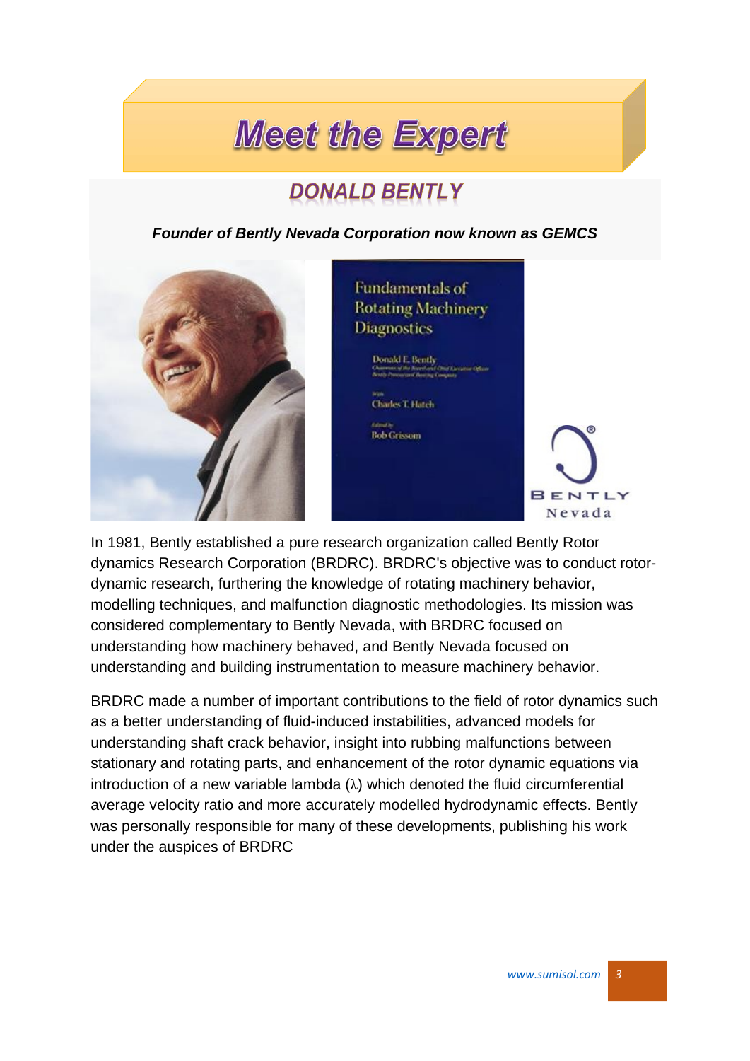# Meet the Expert

## DONALD BENTLY

***Founder of Bently Nevada Corporation now known as GEMCS***

In 1981, Bently established a pure research organization called Bently Rotor dynamics Research Corporation (BRDRC). BRDRC's objective was to conduct rotor-dynamic research, furthering the knowledge of rotating machinery behavior, modelling techniques, and malfunction diagnostic methodologies. Its mission was considered complementary to Bently Nevada, with BRDRC focused on understanding how machinery behaved, and Bently Nevada focused on understanding and building instrumentation to measure machinery behavior.

BRDRC made a number of important contributions to the field of rotor dynamics such as a better understanding of fluid-induced instabilities, advanced models for understanding shaft crack behavior, insight into rubbing malfunctions between stationary and rotating parts, and enhancement of the rotor dynamic equations via introduction of a new variable lambda ($\lambda$) which denoted the fluid circumferential average velocity ratio and more accurately modelled hydrodynamic effects. Bently was personally responsible for many of these developments, publishing his work under the auspices of BRDRC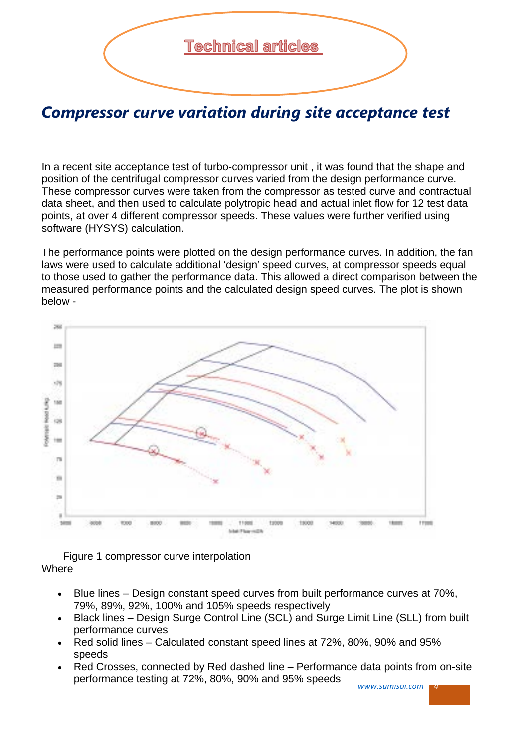# Compressor curve variation during site acceptance test

In a recent site acceptance test of turbo-compressor unit , it was found that the shape and position of the centrifugal compressor curves varied from the design performance curve. These compressor curves were taken from the compressor as tested curve and contractual data sheet, and then used to calculate polytropic head and actual inlet flow for 12 test data points, at over 4 different compressor speeds. These values were further verified using software (HYSYS) calculation.

The performance points were plotted on the design performance curves. In addition, the fan laws were used to calculate additional 'design' speed curves, at compressor speeds equal to those used to gather the performance data. This allowed a direct comparison between the measured performance points and the calculated design speed curves. The plot is shown below -

Figure 1 compressor curve interpolation

Where

- Blue lines – Design constant speed curves from built performance curves at 70%, 79%, 89%, 92%, 100% and 105% speeds respectively
- Black lines – Design Surge Control Line (SCL) and Surge Limit Line (SLL) from built performance curves
- Red solid lines – Calculated constant speed lines at 72%, 80%, 90% and 95% speeds
- Red Crosses, connected by Red dashed line – Performance data points from on-site performance testing at 72%, 80%, 90% and 95% speeds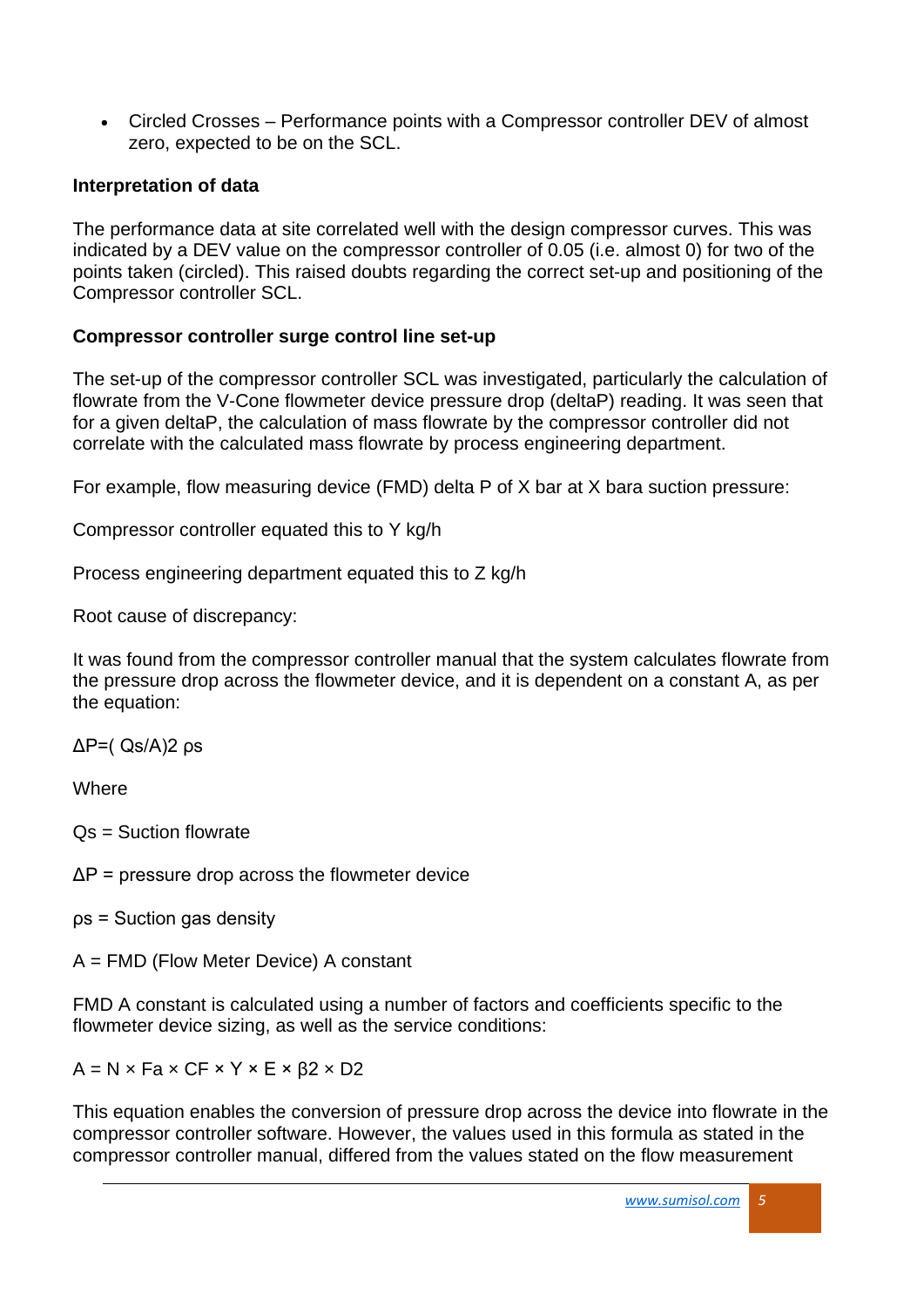- Circled Crosses – Performance points with a Compressor controller DEV of almost zero, expected to be on the SCL.

**Interpretation of data**

The performance data at site correlated well with the design compressor curves. This was indicated by a DEV value on the compressor controller of 0.05 (i.e. almost 0) for two of the points taken (circled). This raised doubts regarding the correct set-up and positioning of the Compressor controller SCL.

**Compressor controller surge control line set-up**

The set-up of the compressor controller SCL was investigated, particularly the calculation of flowrate from the V-Cone flowmeter device pressure drop (deltaP) reading. It was seen that for a given deltaP, the calculation of mass flowrate by the compressor controller did not correlate with the calculated mass flowrate by process engineering department.

For example, flow measuring device (FMD) delta P of X bar at X bara suction pressure:

Compressor controller equated this to Y kg/h

Process engineering department equated this to Z kg/h

Root cause of discrepancy:

It was found from the compressor controller manual that the system calculates flowrate from the pressure drop across the flowmeter device, and it is dependent on a constant A, as per the equation:

$$\Delta P = \left(\frac{Q_s}{A}\right)^2 \rho_s$$

Where

$Q_s$ = Suction flowrate

$\Delta P$ = pressure drop across the flowmeter device

$\rho_s$ = Suction gas density

A = FMD (Flow Meter Device) A constant

FMD A constant is calculated using a number of factors and coefficients specific to the flowmeter device sizing, as well as the service conditions:

$$A = N \times F_a \times CF \times Y \times E \times \beta^2 \times D^2$$

This equation enables the conversion of pressure drop across the device into flowrate in the compressor controller software. However, the values used in this formula as stated in the compressor controller manual, differed from the values stated on the flow measurement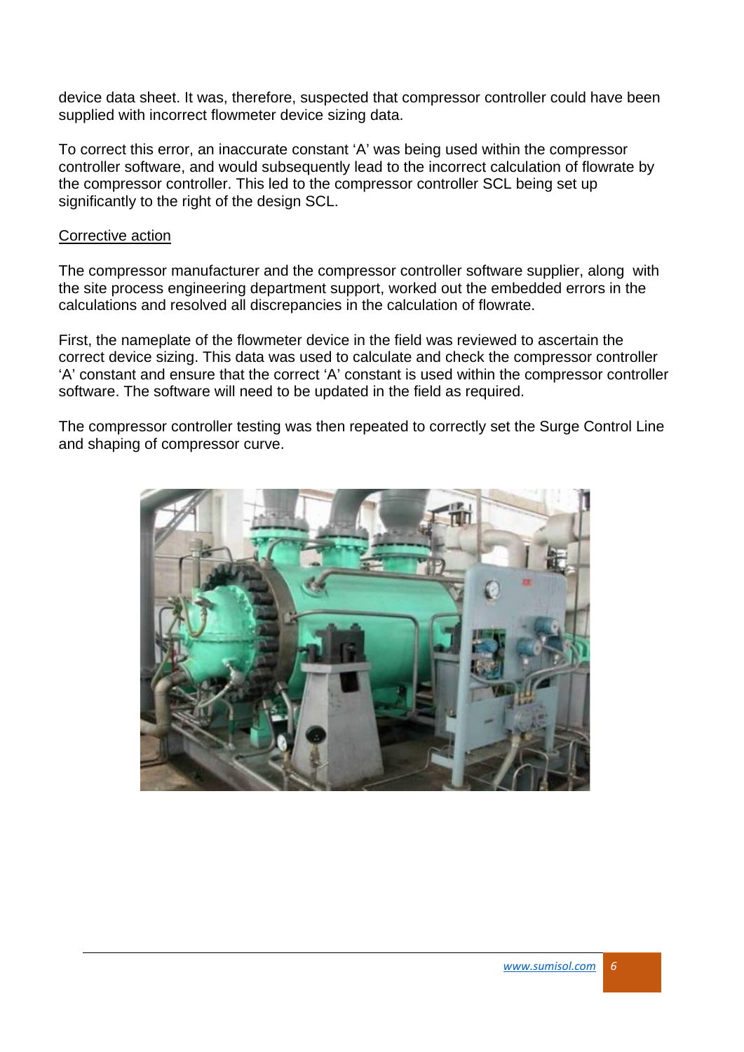device data sheet. It was, therefore, suspected that compressor controller could have been supplied with incorrect flowmeter device sizing data.

To correct this error, an inaccurate constant ‘A’ was being used within the compressor controller software, and would subsequently lead to the incorrect calculation of flowrate by the compressor controller. This led to the compressor controller SCL being set up significantly to the right of the design SCL.

<u>Corrective action</u>

The compressor manufacturer and the compressor controller software supplier, along with the site process engineering department support, worked out the embedded errors in the calculations and resolved all discrepancies in the calculation of flowrate.

First, the nameplate of the flowmeter device in the field was reviewed to ascertain the correct device sizing. This data was used to calculate and check the compressor controller ‘A’ constant and ensure that the correct ‘A’ constant is used within the compressor controller software. The software will need to be updated in the field as required.

The compressor controller testing was then repeated to correctly set the Surge Control Line and shaping of compressor curve.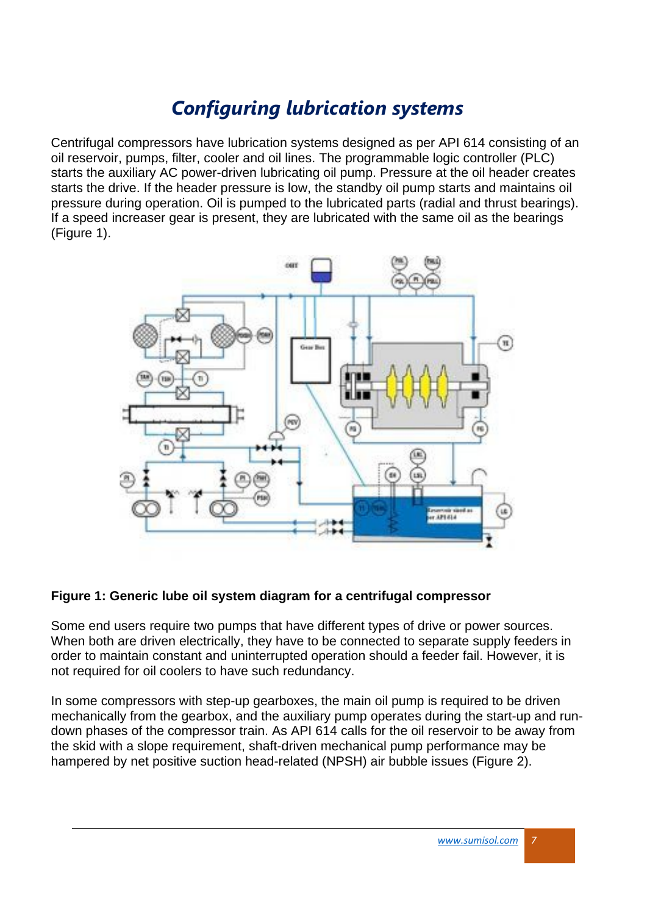# *Configuring lubrication systems*

Centrifugal compressors have lubrication systems designed as per API 614 consisting of an oil reservoir, pumps, filter, cooler and oil lines. The programmable logic controller (PLC) starts the auxiliary AC power-driven lubricating oil pump. Pressure at the oil header creates starts the drive. If the header pressure is low, the standby oil pump starts and maintains oil pressure during operation. Oil is pumped to the lubricated parts (radial and thrust bearings). If a speed increaser gear is present, they are lubricated with the same oil as the bearings (Figure 1).

**Figure 1: Generic lube oil system diagram for a centrifugal compressor**

Some end users require two pumps that have different types of drive or power sources. When both are driven electrically, they have to be connected to separate supply feeders in order to maintain constant and uninterrupted operation should a feeder fail. However, it is not required for oil coolers to have such redundancy.

In some compressors with step-up gearboxes, the main oil pump is required to be driven mechanically from the gearbox, and the auxiliary pump operates during the start-up and run-down phases of the compressor train. As API 614 calls for the oil reservoir to be away from the skid with a slope requirement, shaft-driven mechanical pump performance may be hampered by net positive suction head-related (NPSH) air bubble issues (Figure 2).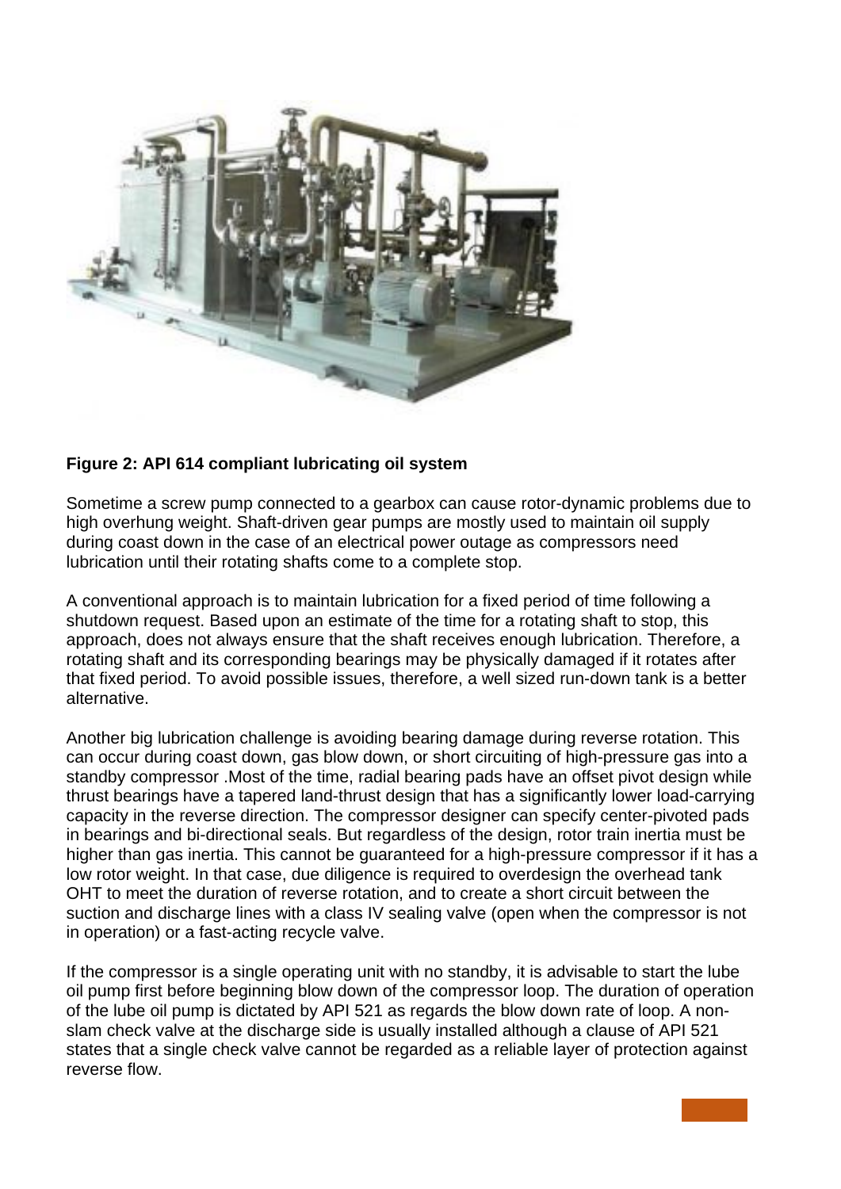**Figure 2: API 614 compliant lubricating oil system**

Sometime a screw pump connected to a gearbox can cause rotor-dynamic problems due to high overhung weight. Shaft-driven gear pumps are mostly used to maintain oil supply during coast down in the case of an electrical power outage as compressors need lubrication until their rotating shafts come to a complete stop.

A conventional approach is to maintain lubrication for a fixed period of time following a shutdown request. Based upon an estimate of the time for a rotating shaft to stop, this approach, does not always ensure that the shaft receives enough lubrication. Therefore, a rotating shaft and its corresponding bearings may be physically damaged if it rotates after that fixed period. To avoid possible issues, therefore, a well sized run-down tank is a better alternative.

Another big lubrication challenge is avoiding bearing damage during reverse rotation. This can occur during coast down, gas blow down, or short circuiting of high-pressure gas into a standby compressor .Most of the time, radial bearing pads have an offset pivot design while thrust bearings have a tapered land-thrust design that has a significantly lower load-carrying capacity in the reverse direction. The compressor designer can specify center-pivoted pads in bearings and bi-directional seals. But regardless of the design, rotor train inertia must be higher than gas inertia. This cannot be guaranteed for a high-pressure compressor if it has a low rotor weight. In that case, due diligence is required to overdesign the overhead tank OHT to meet the duration of reverse rotation, and to create a short circuit between the suction and discharge lines with a class IV sealing valve (open when the compressor is not in operation) or a fast-acting recycle valve.

If the compressor is a single operating unit with no standby, it is advisable to start the lube oil pump first before beginning blow down of the compressor loop. The duration of operation of the lube oil pump is dictated by API 521 as regards the blow down rate of loop. A non-slam check valve at the discharge side is usually installed although a clause of API 521 states that a single check valve cannot be regarded as a reliable layer of protection against reverse flow.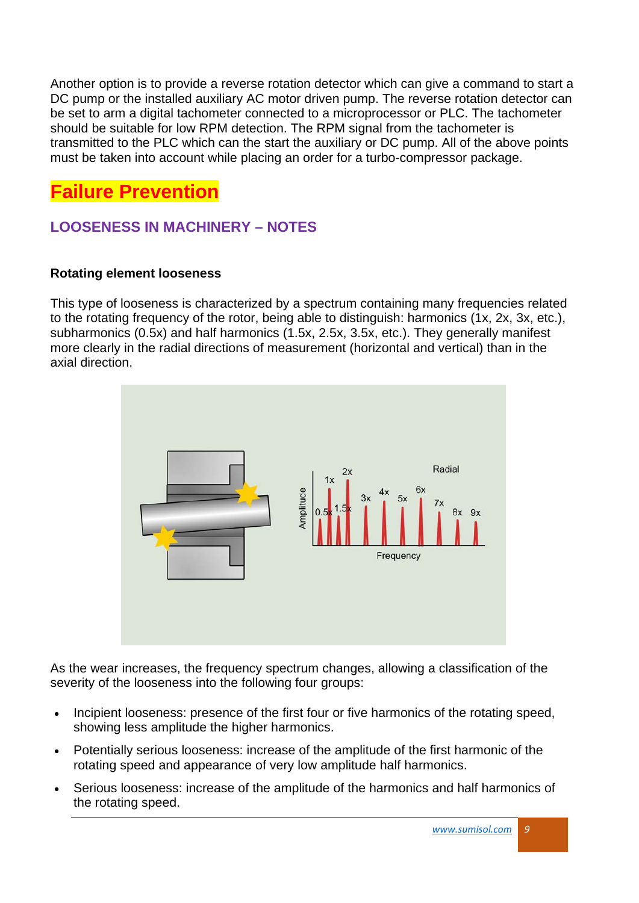Another option is to provide a reverse rotation detector which can give a command to start a DC pump or the installed auxiliary AC motor driven pump. The reverse rotation detector can be set to arm a digital tachometer connected to a microprocessor or PLC. The tachometer should be suitable for low RPM detection. The RPM signal from the tachometer is transmitted to the PLC which can the start the auxiliary or DC pump. All of the above points must be taken into account while placing an order for a turbo-compressor package.

# Failure Prevention

## LOOSENESS IN MACHINERY – NOTES

**Rotating element looseness**

This type of looseness is characterized by a spectrum containing many frequencies related to the rotating frequency of the rotor, being able to distinguish: harmonics (1x, 2x, 3x, etc.), subharmonics (0.5x) and half harmonics (1.5x, 2.5x, 3.5x, etc.). They generally manifest more clearly in the radial directions of measurement (horizontal and vertical) than in the axial direction.

As the wear increases, the frequency spectrum changes, allowing a classification of the severity of the looseness into the following four groups:

- Incipient looseness: presence of the first four or five harmonics of the rotating speed, showing less amplitude the higher harmonics.
- Potentially serious looseness: increase of the amplitude of the first harmonic of the rotating speed and appearance of very low amplitude half harmonics.
- Serious looseness: increase of the amplitude of the harmonics and half harmonics of the rotating speed.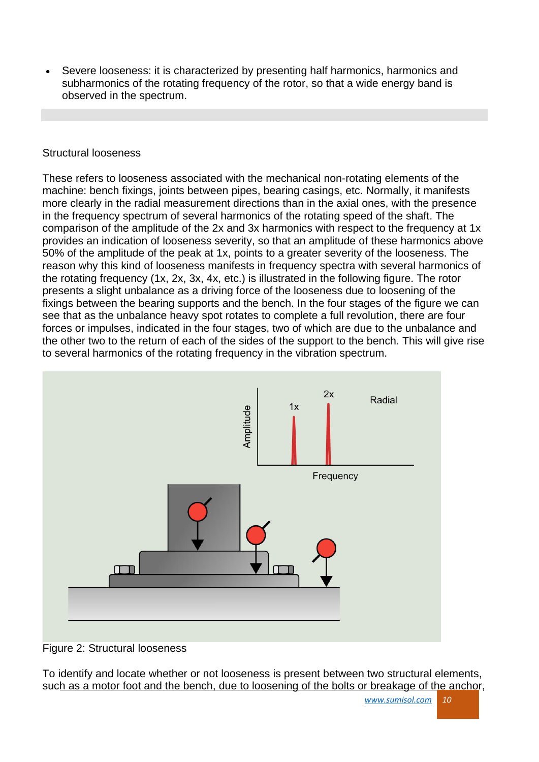- Severe looseness: it is characterized by presenting half harmonics, harmonics and subharmonics of the rotating frequency of the rotor, so that a wide energy band is observed in the spectrum.

## Structural looseness

These refers to looseness associated with the mechanical non-rotating elements of the machine: bench fixings, joints between pipes, bearing casings, etc. Normally, it manifests more clearly in the radial measurement directions than in the axial ones, with the presence in the frequency spectrum of several harmonics of the rotating speed of the shaft. The comparison of the amplitude of the 2x and 3x harmonics with respect to the frequency at 1x provides an indication of looseness severity, so that an amplitude of these harmonics above 50% of the amplitude of the peak at 1x, points to a greater severity of the looseness. The reason why this kind of looseness manifests in frequency spectra with several harmonics of the rotating frequency (1x, 2x, 3x, 4x, etc.) is illustrated in the following figure. The rotor presents a slight unbalance as a driving force of the looseness due to loosening of the fixings between the bearing supports and the bench. In the four stages of the figure we can see that as the unbalance heavy spot rotates to complete a full revolution, there are four forces or impulses, indicated in the four stages, two of which are due to the unbalance and the other two to the return of each of the sides of the support to the bench. This will give rise to several harmonics of the rotating frequency in the vibration spectrum.

Figure 2: Structural looseness

To identify and locate whether or not looseness is present between two structural elements, such as a motor foot and the bench, due to loosening of the bolts or breakage of the anchor,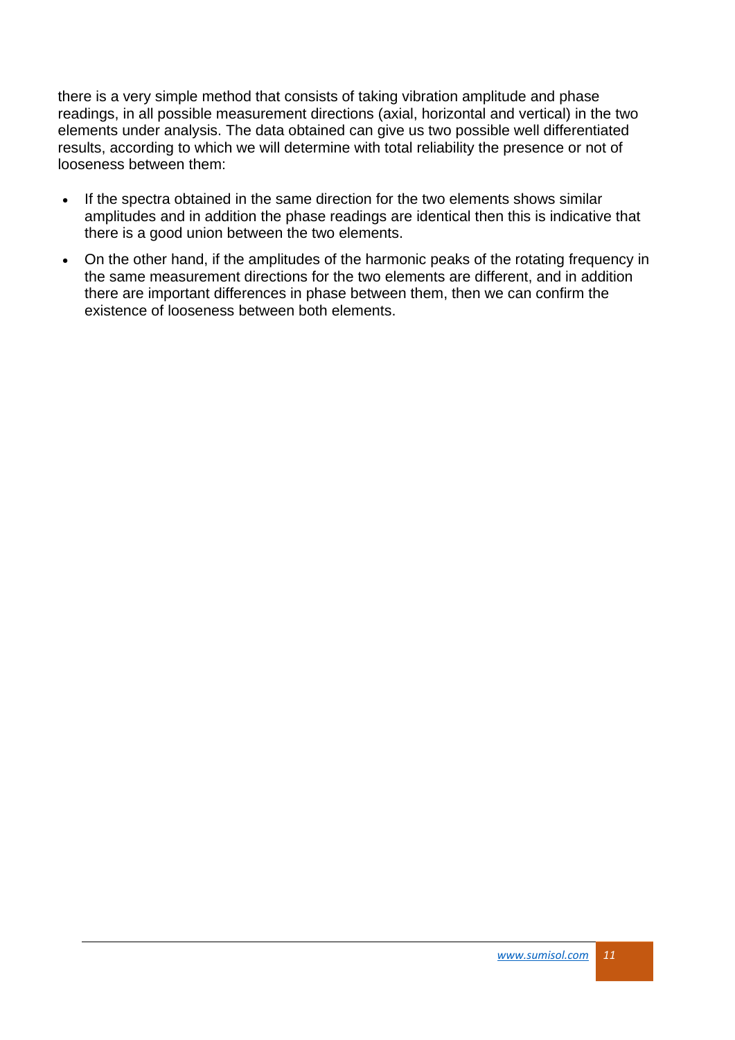there is a very simple method that consists of taking vibration amplitude and phase readings, in all possible measurement directions (axial, horizontal and vertical) in the two elements under analysis. The data obtained can give us two possible well differentiated results, according to which we will determine with total reliability the presence or not of looseness between them:

- If the spectra obtained in the same direction for the two elements shows similar amplitudes and in addition the phase readings are identical then this is indicative that there is a good union between the two elements.
- On the other hand, if the amplitudes of the harmonic peaks of the rotating frequency in the same measurement directions for the two elements are different, and in addition there are important differences in phase between them, then we can confirm the existence of looseness between both elements.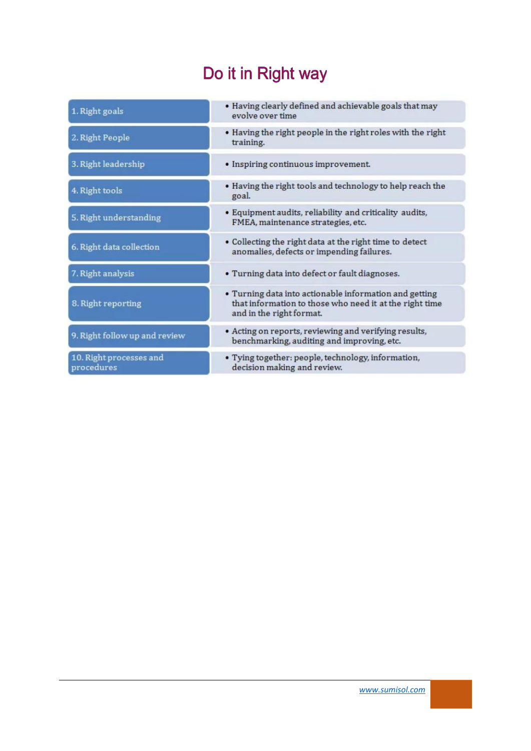# Do it in Right way

| | |
|---|---|
| 1. Right goals | • Having clearly defined and achievable goals that may evolve over time |
| 2. Right People | • Having the right people in the right roles with the right training. |
| 3. Right leadership | • Inspiring continuous improvement. |
| 4. Right tools | • Having the right tools and technology to help reach the goal. |
| 5. Right understanding | • Equipment audits, reliability and criticality audits, FMEA, maintenance strategies, etc. |
| 6. Right data collection | • Collecting the right data at the right time to detect anomalies, defects or impending failures. |
| 7. Right analysis | • Turning data into defect or fault diagnoses. |
| 8. Right reporting | • Turning data into actionable information and getting that information to those who need it at the right time and in the right format. |
| 9. Right follow up and review | • Acting on reports, reviewing and verifying results, benchmarking, auditing and improving, etc. |
| 10. Right processes and procedures | • Tying together: people, technology, information, decision making and review. |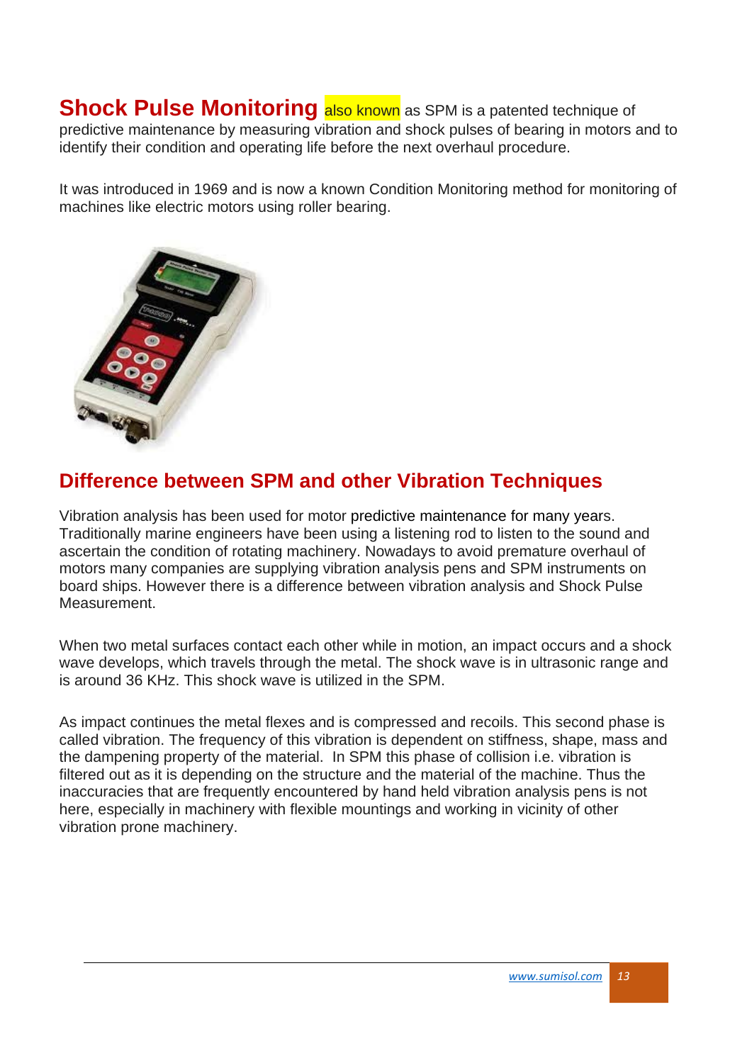**Shock Pulse Monitoring** also known as SPM is a patented technique of predictive maintenance by measuring vibration and shock pulses of bearing in motors and to identify their condition and operating life before the next overhaul procedure.

It was introduced in 1969 and is now a known Condition Monitoring method for monitoring of machines like electric motors using roller bearing.

## Difference between SPM and other Vibration Techniques

Vibration analysis has been used for motor predictive maintenance for many years. Traditionally marine engineers have been using a listening rod to listen to the sound and ascertain the condition of rotating machinery. Nowadays to avoid premature overhaul of motors many companies are supplying vibration analysis pens and SPM instruments on board ships. However there is a difference between vibration analysis and Shock Pulse Measurement.

When two metal surfaces contact each other while in motion, an impact occurs and a shock wave develops, which travels through the metal. The shock wave is in ultrasonic range and is around 36 KHz. This shock wave is utilized in the SPM.

As impact continues the metal flexes and is compressed and recoils. This second phase is called vibration. The frequency of this vibration is dependent on stiffness, shape, mass and the dampening property of the material. In SPM this phase of collision i.e. vibration is filtered out as it is depending on the structure and the material of the machine. Thus the inaccuracies that are frequently encountered by hand held vibration analysis pens is not here, especially in machinery with flexible mountings and working in vicinity of other vibration prone machinery.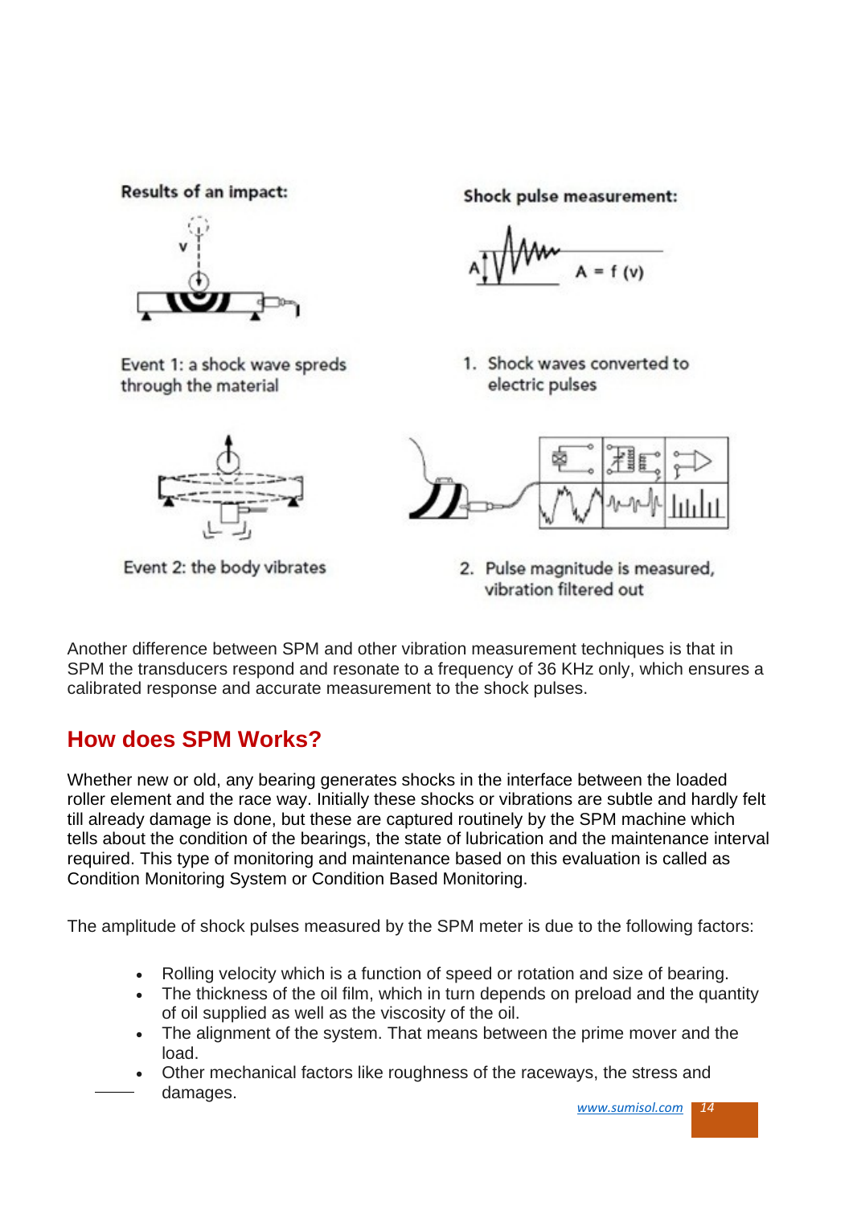Results of an impact:

Shock pulse measurement:

$A = f(v)$

Event 1: a shock wave spreds through the material

1. Shock waves converted to electric pulses

Event 2: the body vibrates

2. Pulse magnitude is measured, vibration filtered out

Another difference between SPM and other vibration measurement techniques is that in SPM the transducers respond and resonate to a frequency of 36 KHz only, which ensures a calibrated response and accurate measurement to the shock pulses.

## How does SPM Works?

Whether new or old, any bearing generates shocks in the interface between the loaded roller element and the race way. Initially these shocks or vibrations are subtle and hardly felt till already damage is done, but these are captured routinely by the SPM machine which tells about the condition of the bearings, the state of lubrication and the maintenance interval required. This type of monitoring and maintenance based on this evaluation is called as Condition Monitoring System or Condition Based Monitoring.

The amplitude of shock pulses measured by the SPM meter is due to the following factors:

- Rolling velocity which is a function of speed or rotation and size of bearing.
- The thickness of the oil film, which in turn depends on preload and the quantity of oil supplied as well as the viscosity of the oil.
- The alignment of the system. That means between the prime mover and the load.
- Other mechanical factors like roughness of the raceways, the stress and damages.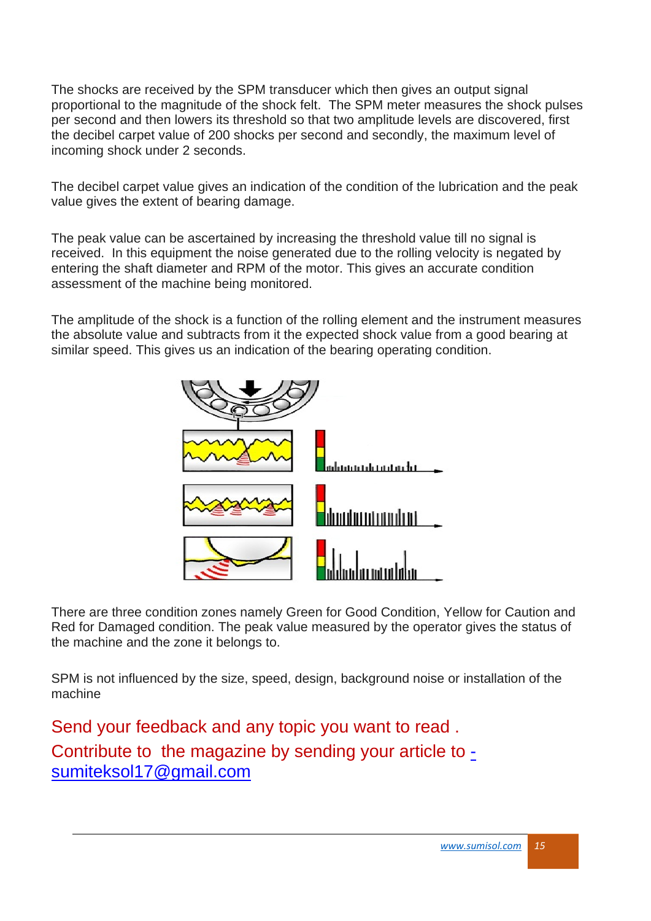The shocks are received by the SPM transducer which then gives an output signal proportional to the magnitude of the shock felt. The SPM meter measures the shock pulses per second and then lowers its threshold so that two amplitude levels are discovered, first the decibel carpet value of 200 shocks per second and secondly, the maximum level of incoming shock under 2 seconds.

The decibel carpet value gives an indication of the condition of the lubrication and the peak value gives the extent of bearing damage.

The peak value can be ascertained by increasing the threshold value till no signal is received. In this equipment the noise generated due to the rolling velocity is negated by entering the shaft diameter and RPM of the motor. This gives an accurate condition assessment of the machine being monitored.

The amplitude of the shock is a function of the rolling element and the instrument measures the absolute value and subtracts from it the expected shock value from a good bearing at similar speed. This gives us an indication of the bearing operating condition.

There are three condition zones namely Green for Good Condition, Yellow for Caution and Red for Damaged condition. The peak value measured by the operator gives the status of the machine and the zone it belongs to.

SPM is not influenced by the size, speed, design, background noise or installation of the machine

Send your feedback and any topic you want to read .

Contribute to the magazine by sending your article to - sumiteksol17@gmail.com